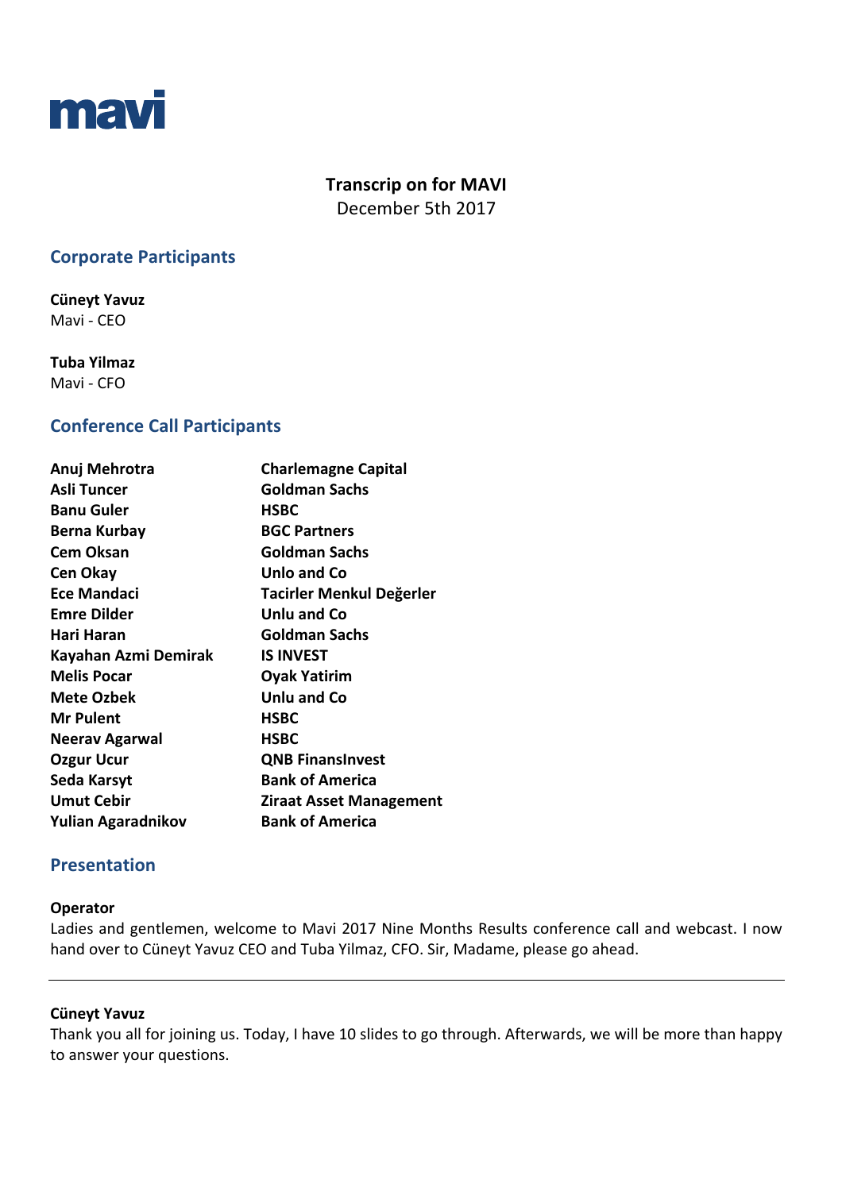mavi

**Transcrip on for MAVI**
December 5th 2017

## Corporate Participants

**Cüneyt Yavuz**
Mavi - CEO

**Tuba Yilmaz**
Mavi - CFO

## Conference Call Participants

| | |
|---|---|
| **Anuj Mehrotra** | **Charlemagne Capital** |
| **Asli Tuncer** | **Goldman Sachs** |
| **Banu Guler** | **HSBC** |
| **Berna Kurbay** | **BGC Partners** |
| **Cem Oksan** | **Goldman Sachs** |
| **Cen Okay** | **Unlo and Co** |
| **Ece Mandaci** | **Tacirler Menkul Değerler** |
| **Emre Dilder** | **Unlu and Co** |
| **Hari Haran** | **Goldman Sachs** |
| **Kayahan Azmi Demirak** | **IS INVEST** |
| **Melis Pocar** | **Oyak Yatirim** |
| **Mete Ozbek** | **Unlu and Co** |
| **Mr Pulent** | **HSBC** |
| **Neerav Agarwal** | **HSBC** |
| **Ozgur Ucur** | **QNB FinansInvest** |
| **Seda Karsyt** | **Bank of America** |
| **Umut Cebir** | **Ziraat Asset Management** |
| **Yulian Agaradnikov** | **Bank of America** |

## Presentation

**Operator**
Ladies and gentlemen, welcome to Mavi 2017 Nine Months Results conference call and webcast. I now hand over to Cüneyt Yavuz CEO and Tuba Yilmaz, CFO. Sir, Madame, please go ahead.

---

**Cüneyt Yavuz**
Thank you all for joining us. Today, I have 10 slides to go through. Afterwards, we will be more than happy to answer your questions.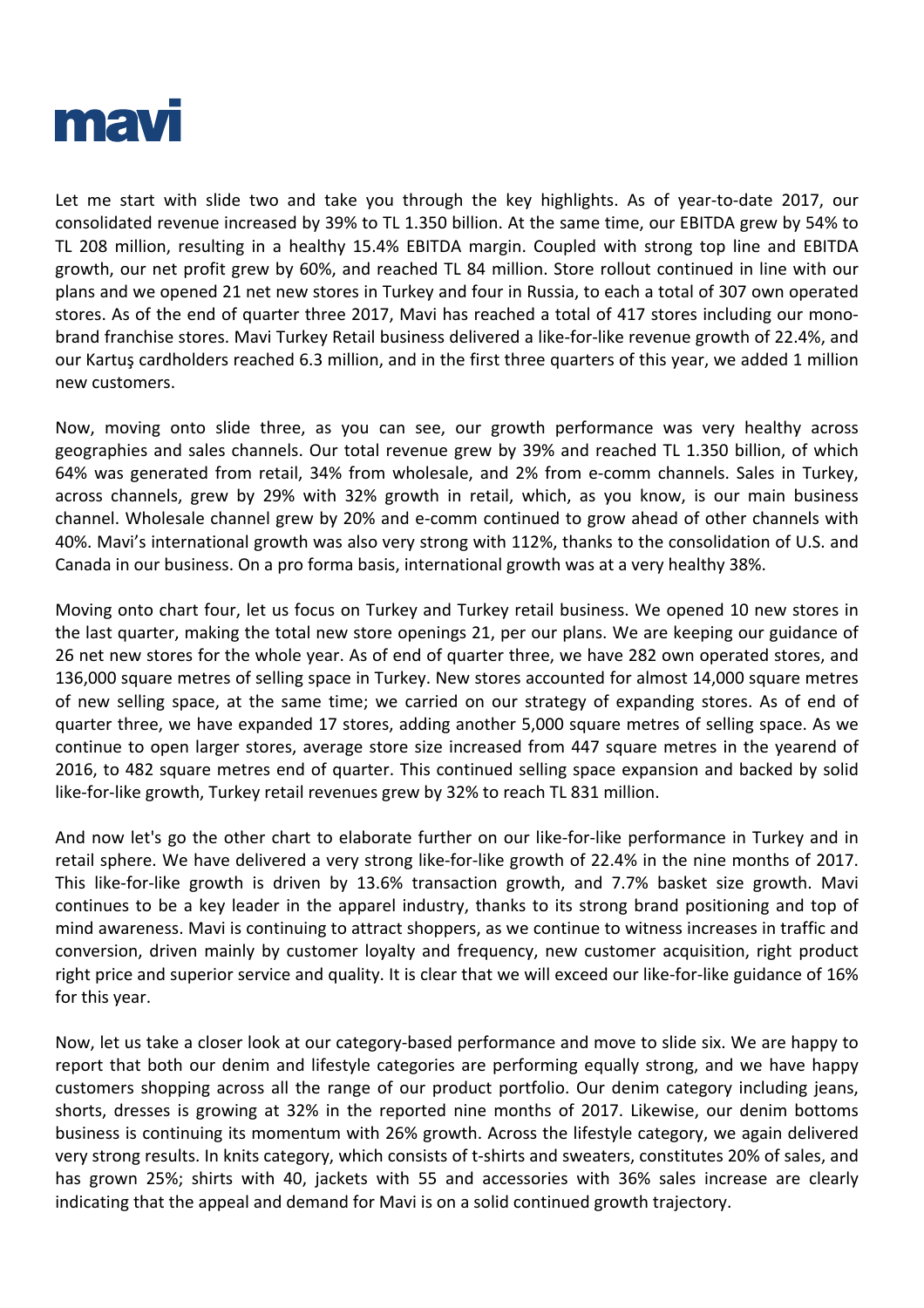Let me start with slide two and take you through the key highlights. As of year-to-date 2017, our consolidated revenue increased by 39% to TL 1.350 billion. At the same time, our EBITDA grew by 54% to TL 208 million, resulting in a healthy 15.4% EBITDA margin. Coupled with strong top line and EBITDA growth, our net profit grew by 60%, and reached TL 84 million. Store rollout continued in line with our plans and we opened 21 net new stores in Turkey and four in Russia, to each a total of 307 own operated stores. As of the end of quarter three 2017, Mavi has reached a total of 417 stores including our mono-brand franchise stores. Mavi Turkey Retail business delivered a like-for-like revenue growth of 22.4%, and our Kartuş cardholders reached 6.3 million, and in the first three quarters of this year, we added 1 million new customers.

Now, moving onto slide three, as you can see, our growth performance was very healthy across geographies and sales channels. Our total revenue grew by 39% and reached TL 1.350 billion, of which 64% was generated from retail, 34% from wholesale, and 2% from e-comm channels. Sales in Turkey, across channels, grew by 29% with 32% growth in retail, which, as you know, is our main business channel. Wholesale channel grew by 20% and e-comm continued to grow ahead of other channels with 40%. Mavi's international growth was also very strong with 112%, thanks to the consolidation of U.S. and Canada in our business. On a pro forma basis, international growth was at a very healthy 38%.

Moving onto chart four, let us focus on Turkey and Turkey retail business. We opened 10 new stores in the last quarter, making the total new store openings 21, per our plans. We are keeping our guidance of 26 net new stores for the whole year. As of end of quarter three, we have 282 own operated stores, and 136,000 square metres of selling space in Turkey. New stores accounted for almost 14,000 square metres of new selling space, at the same time; we carried on our strategy of expanding stores. As of end of quarter three, we have expanded 17 stores, adding another 5,000 square metres of selling space. As we continue to open larger stores, average store size increased from 447 square metres in the yearend of 2016, to 482 square metres end of quarter. This continued selling space expansion and backed by solid like-for-like growth, Turkey retail revenues grew by 32% to reach TL 831 million.

And now let's go the other chart to elaborate further on our like-for-like performance in Turkey and in retail sphere. We have delivered a very strong like-for-like growth of 22.4% in the nine months of 2017. This like-for-like growth is driven by 13.6% transaction growth, and 7.7% basket size growth. Mavi continues to be a key leader in the apparel industry, thanks to its strong brand positioning and top of mind awareness. Mavi is continuing to attract shoppers, as we continue to witness increases in traffic and conversion, driven mainly by customer loyalty and frequency, new customer acquisition, right product right price and superior service and quality. It is clear that we will exceed our like-for-like guidance of 16% for this year.

Now, let us take a closer look at our category-based performance and move to slide six. We are happy to report that both our denim and lifestyle categories are performing equally strong, and we have happy customers shopping across all the range of our product portfolio. Our denim category including jeans, shorts, dresses is growing at 32% in the reported nine months of 2017. Likewise, our denim bottoms business is continuing its momentum with 26% growth. Across the lifestyle category, we again delivered very strong results. In knits category, which consists of t-shirts and sweaters, constitutes 20% of sales, and has grown 25%; shirts with 40, jackets with 55 and accessories with 36% sales increase are clearly indicating that the appeal and demand for Mavi is on a solid continued growth trajectory.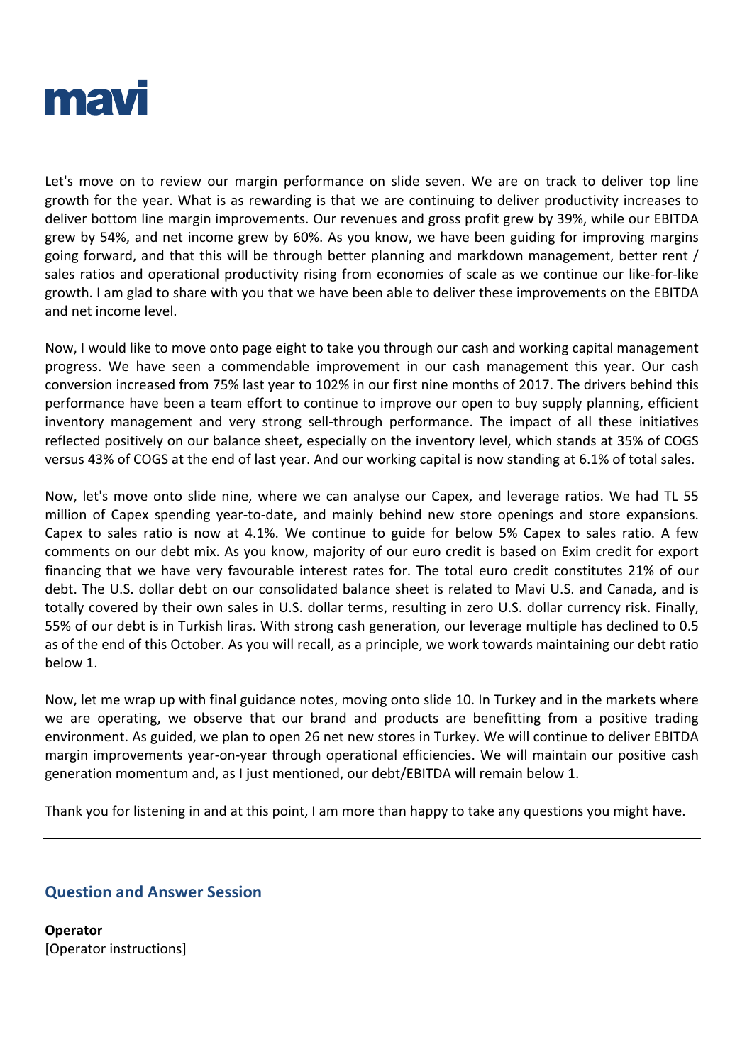Let's move on to review our margin performance on slide seven. We are on track to deliver top line growth for the year. What is as rewarding is that we are continuing to deliver productivity increases to deliver bottom line margin improvements. Our revenues and gross profit grew by 39%, while our EBITDA grew by 54%, and net income grew by 60%. As you know, we have been guiding for improving margins going forward, and that this will be through better planning and markdown management, better rent / sales ratios and operational productivity rising from economies of scale as we continue our like-for-like growth. I am glad to share with you that we have been able to deliver these improvements on the EBITDA and net income level.

Now, I would like to move onto page eight to take you through our cash and working capital management progress. We have seen a commendable improvement in our cash management this year. Our cash conversion increased from 75% last year to 102% in our first nine months of 2017. The drivers behind this performance have been a team effort to continue to improve our open to buy supply planning, efficient inventory management and very strong sell-through performance. The impact of all these initiatives reflected positively on our balance sheet, especially on the inventory level, which stands at 35% of COGS versus 43% of COGS at the end of last year. And our working capital is now standing at 6.1% of total sales.

Now, let's move onto slide nine, where we can analyse our Capex, and leverage ratios. We had TL 55 million of Capex spending year-to-date, and mainly behind new store openings and store expansions. Capex to sales ratio is now at 4.1%. We continue to guide for below 5% Capex to sales ratio. A few comments on our debt mix. As you know, majority of our euro credit is based on Exim credit for export financing that we have very favourable interest rates for. The total euro credit constitutes 21% of our debt. The U.S. dollar debt on our consolidated balance sheet is related to Mavi U.S. and Canada, and is totally covered by their own sales in U.S. dollar terms, resulting in zero U.S. dollar currency risk. Finally, 55% of our debt is in Turkish liras. With strong cash generation, our leverage multiple has declined to 0.5 as of the end of this October. As you will recall, as a principle, we work towards maintaining our debt ratio below 1.

Now, let me wrap up with final guidance notes, moving onto slide 10. In Turkey and in the markets where we are operating, we observe that our brand and products are benefitting from a positive trading environment. As guided, we plan to open 26 net new stores in Turkey. We will continue to deliver EBITDA margin improvements year-on-year through operational efficiencies. We will maintain our positive cash generation momentum and, as I just mentioned, our debt/EBITDA will remain below 1.

Thank you for listening in and at this point, I am more than happy to take any questions you might have.

---

## Question and Answer Session

**Operator**
[Operator instructions]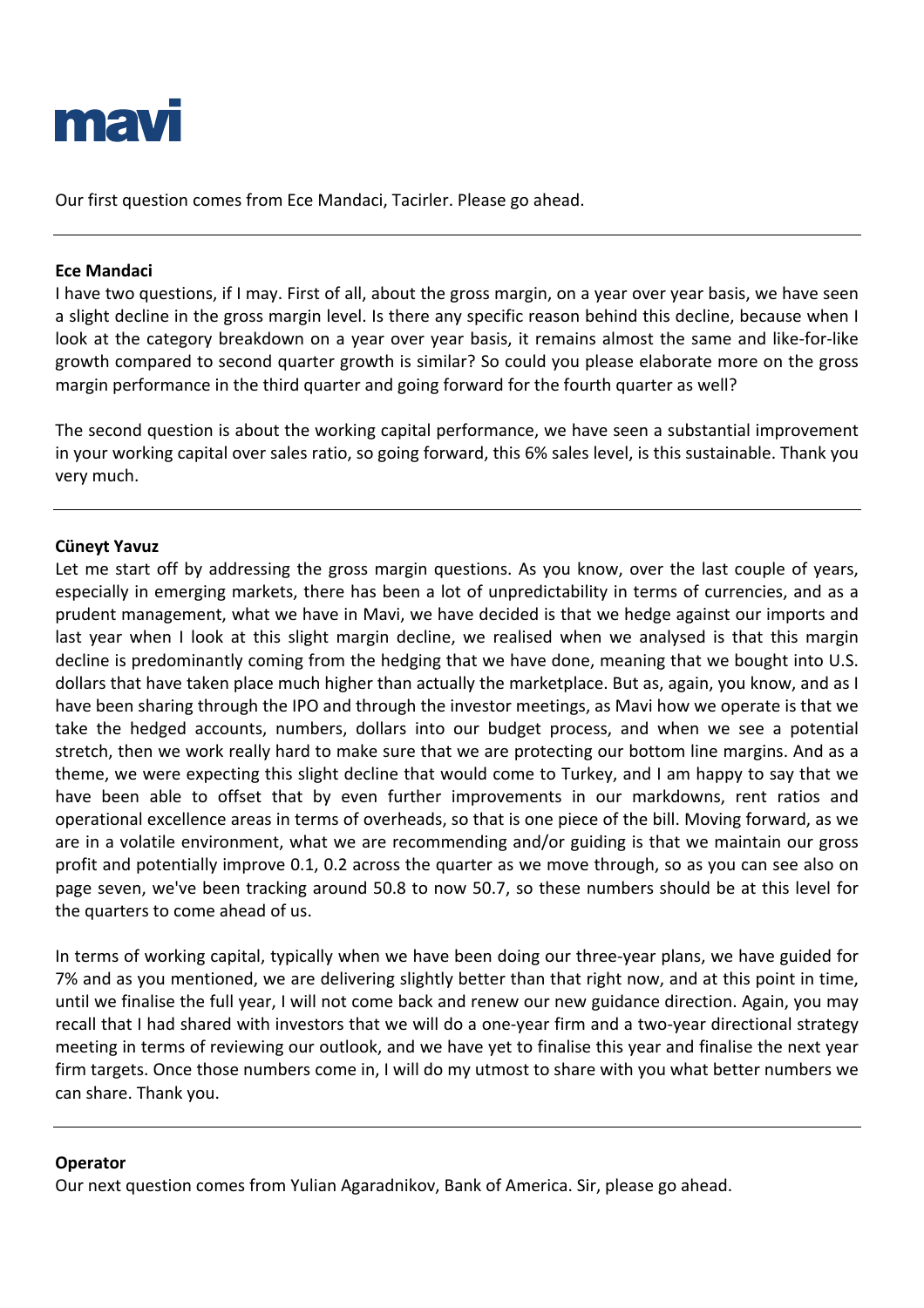Our first question comes from Ece Mandaci, Tacirler. Please go ahead.

---

**Ece Mandaci**

I have two questions, if I may. First of all, about the gross margin, on a year over year basis, we have seen a slight decline in the gross margin level. Is there any specific reason behind this decline, because when I look at the category breakdown on a year over year basis, it remains almost the same and like-for-like growth compared to second quarter growth is similar? So could you please elaborate more on the gross margin performance in the third quarter and going forward for the fourth quarter as well?

The second question is about the working capital performance, we have seen a substantial improvement in your working capital over sales ratio, so going forward, this 6% sales level, is this sustainable. Thank you very much.

---

**Cüneyt Yavuz**

Let me start off by addressing the gross margin questions. As you know, over the last couple of years, especially in emerging markets, there has been a lot of unpredictability in terms of currencies, and as a prudent management, what we have in Mavi, we have decided is that we hedge against our imports and last year when I look at this slight margin decline, we realised when we analysed is that this margin decline is predominantly coming from the hedging that we have done, meaning that we bought into U.S. dollars that have taken place much higher than actually the marketplace. But as, again, you know, and as I have been sharing through the IPO and through the investor meetings, as Mavi how we operate is that we take the hedged accounts, numbers, dollars into our budget process, and when we see a potential stretch, then we work really hard to make sure that we are protecting our bottom line margins. And as a theme, we were expecting this slight decline that would come to Turkey, and I am happy to say that we have been able to offset that by even further improvements in our markdowns, rent ratios and operational excellence areas in terms of overheads, so that is one piece of the bill. Moving forward, as we are in a volatile environment, what we are recommending and/or guiding is that we maintain our gross profit and potentially improve 0.1, 0.2 across the quarter as we move through, so as you can see also on page seven, we've been tracking around 50.8 to now 50.7, so these numbers should be at this level for the quarters to come ahead of us.

In terms of working capital, typically when we have been doing our three-year plans, we have guided for 7% and as you mentioned, we are delivering slightly better than that right now, and at this point in time, until we finalise the full year, I will not come back and renew our new guidance direction. Again, you may recall that I had shared with investors that we will do a one-year firm and a two-year directional strategy meeting in terms of reviewing our outlook, and we have yet to finalise this year and finalise the next year firm targets. Once those numbers come in, I will do my utmost to share with you what better numbers we can share. Thank you.

---

**Operator**

Our next question comes from Yulian Agaradnikov, Bank of America. Sir, please go ahead.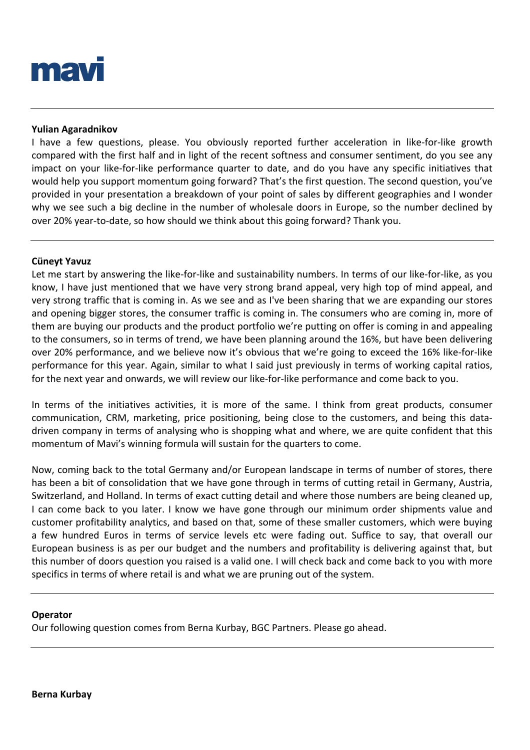**Yulian Agaradnikov**

I have a few questions, please. You obviously reported further acceleration in like-for-like growth compared with the first half and in light of the recent softness and consumer sentiment, do you see any impact on your like-for-like performance quarter to date, and do you have any specific initiatives that would help you support momentum going forward? That's the first question. The second question, you've provided in your presentation a breakdown of your point of sales by different geographies and I wonder why we see such a big decline in the number of wholesale doors in Europe, so the number declined by over 20% year-to-date, so how should we think about this going forward? Thank you.

---

**Cüneyt Yavuz**

Let me start by answering the like-for-like and sustainability numbers. In terms of our like-for-like, as you know, I have just mentioned that we have very strong brand appeal, very high top of mind appeal, and very strong traffic that is coming in. As we see and as I've been sharing that we are expanding our stores and opening bigger stores, the consumer traffic is coming in. The consumers who are coming in, more of them are buying our products and the product portfolio we're putting on offer is coming in and appealing to the consumers, so in terms of trend, we have been planning around the 16%, but have been delivering over 20% performance, and we believe now it's obvious that we're going to exceed the 16% like-for-like performance for this year. Again, similar to what I said just previously in terms of working capital ratios, for the next year and onwards, we will review our like-for-like performance and come back to you.

In terms of the initiatives activities, it is more of the same. I think from great products, consumer communication, CRM, marketing, price positioning, being close to the customers, and being this data-driven company in terms of analysing who is shopping what and where, we are quite confident that this momentum of Mavi's winning formula will sustain for the quarters to come.

Now, coming back to the total Germany and/or European landscape in terms of number of stores, there has been a bit of consolidation that we have gone through in terms of cutting retail in Germany, Austria, Switzerland, and Holland. In terms of exact cutting detail and where those numbers are being cleaned up, I can come back to you later. I know we have gone through our minimum order shipments value and customer profitability analytics, and based on that, some of these smaller customers, which were buying a few hundred Euros in terms of service levels etc were fading out. Suffice to say, that overall our European business is as per our budget and the numbers and profitability is delivering against that, but this number of doors question you raised is a valid one. I will check back and come back to you with more specifics in terms of where retail is and what we are pruning out of the system.

---

**Operator**

Our following question comes from Berna Kurbay, BGC Partners. Please go ahead.

---

**Berna Kurbay**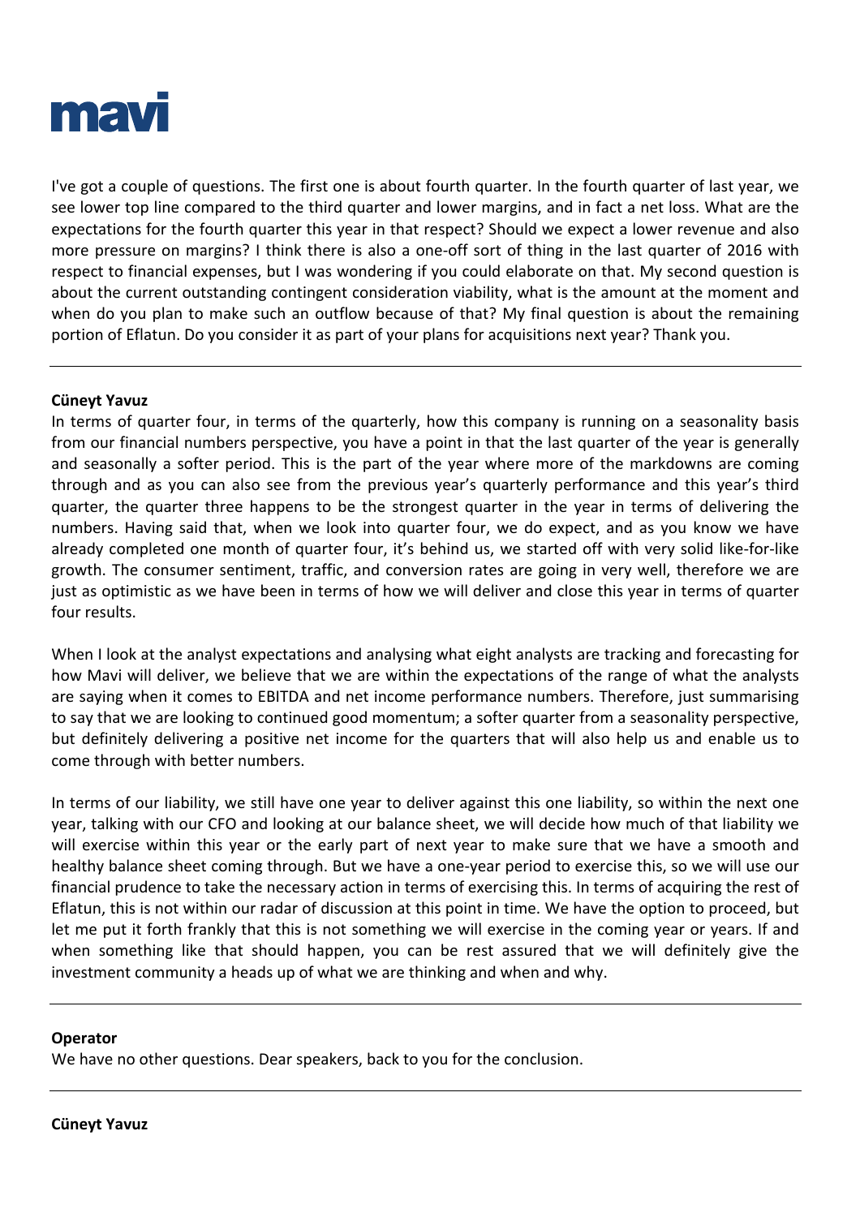I've got a couple of questions. The first one is about fourth quarter. In the fourth quarter of last year, we see lower top line compared to the third quarter and lower margins, and in fact a net loss. What are the expectations for the fourth quarter this year in that respect? Should we expect a lower revenue and also more pressure on margins? I think there is also a one-off sort of thing in the last quarter of 2016 with respect to financial expenses, but I was wondering if you could elaborate on that. My second question is about the current outstanding contingent consideration viability, what is the amount at the moment and when do you plan to make such an outflow because of that? My final question is about the remaining portion of Eflatun. Do you consider it as part of your plans for acquisitions next year? Thank you.

---

**Cüneyt Yavuz**

In terms of quarter four, in terms of the quarterly, how this company is running on a seasonality basis from our financial numbers perspective, you have a point in that the last quarter of the year is generally and seasonally a softer period. This is the part of the year where more of the markdowns are coming through and as you can also see from the previous year's quarterly performance and this year's third quarter, the quarter three happens to be the strongest quarter in the year in terms of delivering the numbers. Having said that, when we look into quarter four, we do expect, and as you know we have already completed one month of quarter four, it's behind us, we started off with very solid like-for-like growth. The consumer sentiment, traffic, and conversion rates are going in very well, therefore we are just as optimistic as we have been in terms of how we will deliver and close this year in terms of quarter four results.

When I look at the analyst expectations and analysing what eight analysts are tracking and forecasting for how Mavi will deliver, we believe that we are within the expectations of the range of what the analysts are saying when it comes to EBITDA and net income performance numbers. Therefore, just summarising to say that we are looking to continued good momentum; a softer quarter from a seasonality perspective, but definitely delivering a positive net income for the quarters that will also help us and enable us to come through with better numbers.

In terms of our liability, we still have one year to deliver against this one liability, so within the next one year, talking with our CFO and looking at our balance sheet, we will decide how much of that liability we will exercise within this year or the early part of next year to make sure that we have a smooth and healthy balance sheet coming through. But we have a one-year period to exercise this, so we will use our financial prudence to take the necessary action in terms of exercising this. In terms of acquiring the rest of Eflatun, this is not within our radar of discussion at this point in time. We have the option to proceed, but let me put it forth frankly that this is not something we will exercise in the coming year or years. If and when something like that should happen, you can be rest assured that we will definitely give the investment community a heads up of what we are thinking and when and why.

---

**Operator**

We have no other questions. Dear speakers, back to you for the conclusion.

---

**Cüneyt Yavuz**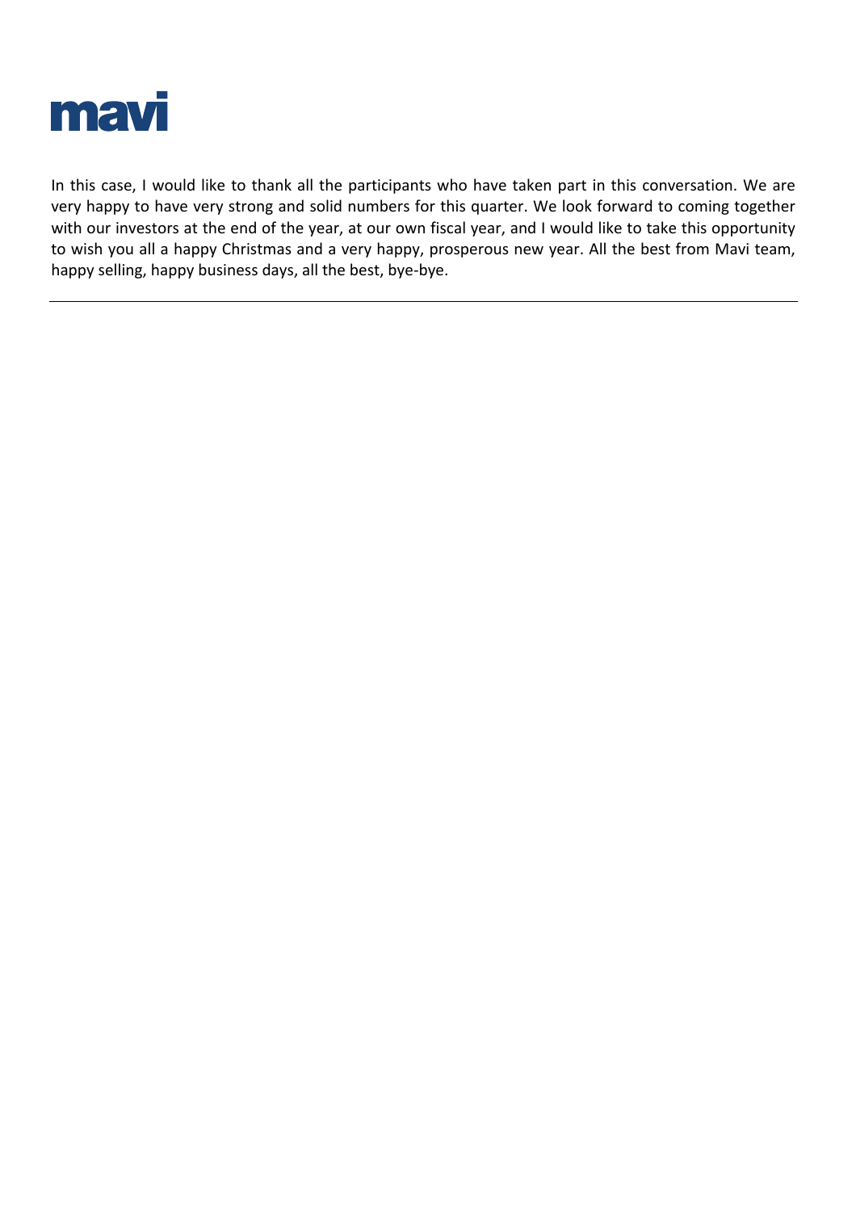In this case, I would like to thank all the participants who have taken part in this conversation. We are very happy to have very strong and solid numbers for this quarter. We look forward to coming together with our investors at the end of the year, at our own fiscal year, and I would like to take this opportunity to wish you all a happy Christmas and a very happy, prosperous new year. All the best from Mavi team, happy selling, happy business days, all the best, bye-bye.